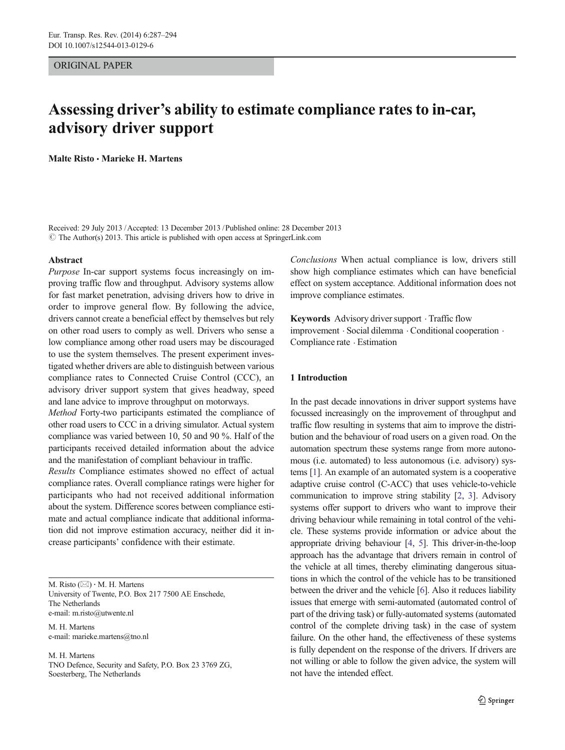ORIGINAL PAPER

# Assessing driver's ability to estimate compliance rates to in-car, advisory driver support

**Malte Risto · Marieke H. Martens**

Received: 29 July 2013 / Accepted: 13 December 2013 / Published online: 28 December 2013
© The Author(s) 2013. This article is published with open access at SpringerLink.com

## Abstract

*Purpose* In-car support systems focus increasingly on improving traffic flow and throughput. Advisory systems allow for fast market penetration, advising drivers how to drive in order to improve general flow. By following the advice, drivers cannot create a beneficial effect by themselves but rely on other road users to comply as well. Drivers who sense a low compliance among other road users may be discouraged to use the system themselves. The present experiment investigated whether drivers are able to distinguish between various compliance rates to Connected Cruise Control (CCC), an advisory driver support system that gives headway, speed and lane advice to improve throughput on motorways.

*Method* Forty-two participants estimated the compliance of other road users to CCC in a driving simulator. Actual system compliance was varied between 10, 50 and 90 %. Half of the participants received detailed information about the advice and the manifestation of compliant behaviour in traffic.

*Results* Compliance estimates showed no effect of actual compliance rates. Overall compliance ratings were higher for participants who had not received additional information about the system. Difference scores between compliance estimate and actual compliance indicate that additional information did not improve estimation accuracy, neither did it increase participants' confidence with their estimate.

*Conclusions* When actual compliance is low, drivers still show high compliance estimates which can have beneficial effect on system acceptance. Additional information does not improve compliance estimates.

**Keywords** Advisory driver support · Traffic flow improvement · Social dilemma · Conditional cooperation · Compliance rate · Estimation

M. Risto (✉) · M. H. Martens
University of Twente, P.O. Box 217 7500 AE Enschede, The Netherlands
e-mail: m.risto@utwente.nl

M. H. Martens
e-mail: marieke.martens@tno.nl

M. H. Martens
TNO Defence, Security and Safety, P.O. Box 23 3769 ZG, Soesterberg, The Netherlands

## 1 Introduction

In the past decade innovations in driver support systems have focussed increasingly on the improvement of throughput and traffic flow resulting in systems that aim to improve the distribution and the behaviour of road users on a given road. On the automation spectrum these systems range from more autonomous (i.e. automated) to less autonomous (i.e. advisory) systems [1]. An example of an automated system is a cooperative adaptive cruise control (C-ACC) that uses vehicle-to-vehicle communication to improve string stability [2, 3]. Advisory systems offer support to drivers who want to improve their driving behaviour while remaining in total control of the vehicle. These systems provide information or advice about the appropriate driving behaviour [4, 5]. This driver-in-the-loop approach has the advantage that drivers remain in control of the vehicle at all times, thereby eliminating dangerous situations in which the control of the vehicle has to be transitioned between the driver and the vehicle [6]. Also it reduces liability issues that emerge with semi-automated (automated control of part of the driving task) or fully-automated systems (automated control of the complete driving task) in the case of system failure. On the other hand, the effectiveness of these systems is fully dependent on the response of the drivers. If drivers are not willing or able to follow the given advice, the system will not have the intended effect.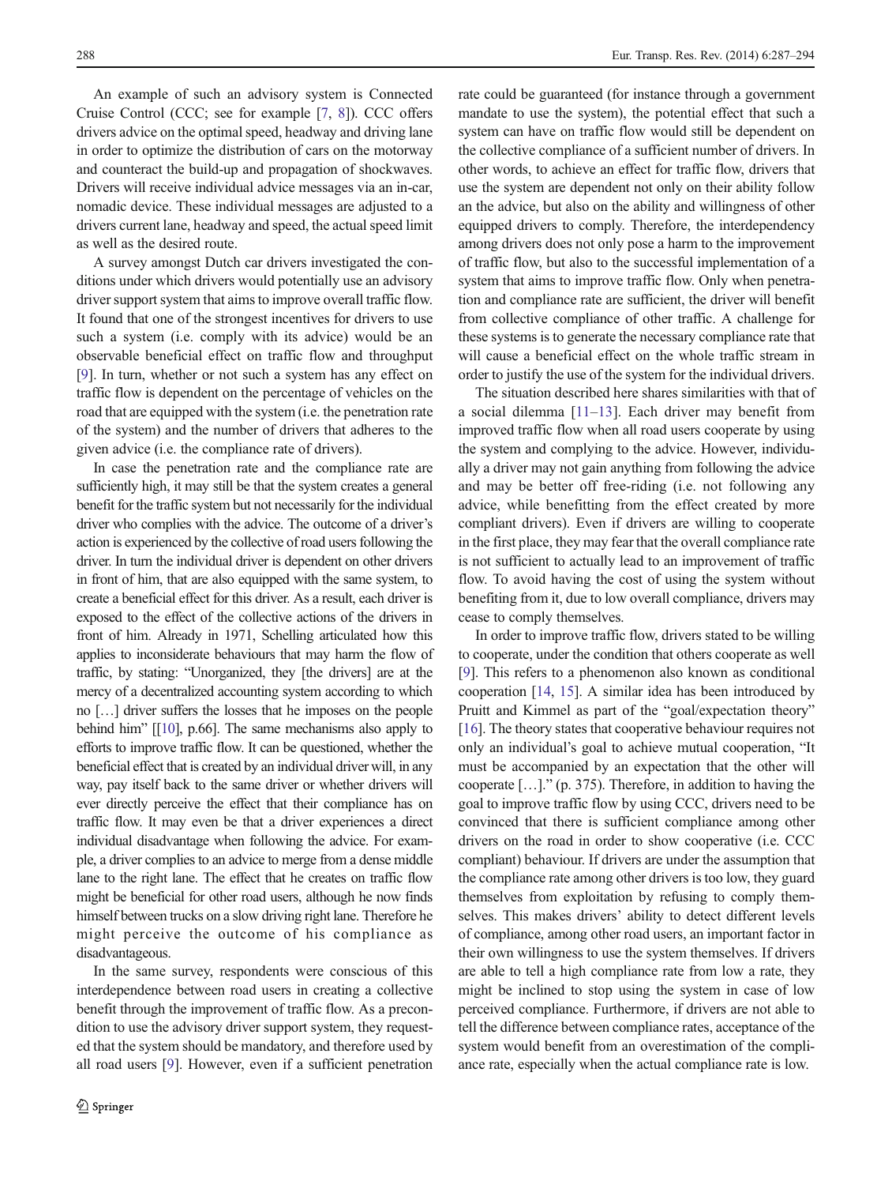An example of such an advisory system is Connected Cruise Control (CCC; see for example [7, 8]). CCC offers drivers advice on the optimal speed, headway and driving lane in order to optimize the distribution of cars on the motorway and counteract the build-up and propagation of shockwaves. Drivers will receive individual advice messages via an in-car, nomadic device. These individual messages are adjusted to a drivers current lane, headway and speed, the actual speed limit as well as the desired route.

A survey amongst Dutch car drivers investigated the conditions under which drivers would potentially use an advisory driver support system that aims to improve overall traffic flow. It found that one of the strongest incentives for drivers to use such a system (i.e. comply with its advice) would be an observable beneficial effect on traffic flow and throughput [9]. In turn, whether or not such a system has any effect on traffic flow is dependent on the percentage of vehicles on the road that are equipped with the system (i.e. the penetration rate of the system) and the number of drivers that adheres to the given advice (i.e. the compliance rate of drivers).

In case the penetration rate and the compliance rate are sufficiently high, it may still be that the system creates a general benefit for the traffic system but not necessarily for the individual driver who complies with the advice. The outcome of a driver's action is experienced by the collective of road users following the driver. In turn the individual driver is dependent on other drivers in front of him, that are also equipped with the same system, to create a beneficial effect for this driver. As a result, each driver is exposed to the effect of the collective actions of the drivers in front of him. Already in 1971, Schelling articulated how this applies to inconsiderate behaviours that may harm the flow of traffic, by stating: "Unorganized, they [the drivers] are at the mercy of a decentralized accounting system according to which no […] driver suffers the losses that he imposes on the people behind him" [[10], p.66]. The same mechanisms also apply to efforts to improve traffic flow. It can be questioned, whether the beneficial effect that is created by an individual driver will, in any way, pay itself back to the same driver or whether drivers will ever directly perceive the effect that their compliance has on traffic flow. It may even be that a driver experiences a direct individual disadvantage when following the advice. For example, a driver complies to an advice to merge from a dense middle lane to the right lane. The effect that he creates on traffic flow might be beneficial for other road users, although he now finds himself between trucks on a slow driving right lane. Therefore he might perceive the outcome of his compliance as disadvantageous.

In the same survey, respondents were conscious of this interdependence between road users in creating a collective benefit through the improvement of traffic flow. As a precondition to use the advisory driver support system, they requested that the system should be mandatory, and therefore used by all road users [9]. However, even if a sufficient penetration rate could be guaranteed (for instance through a government mandate to use the system), the potential effect that such a system can have on traffic flow would still be dependent on the collective compliance of a sufficient number of drivers. In other words, to achieve an effect for traffic flow, drivers that use the system are dependent not only on their ability follow an the advice, but also on the ability and willingness of other equipped drivers to comply. Therefore, the interdependency among drivers does not only pose a harm to the improvement of traffic flow, but also to the successful implementation of a system that aims to improve traffic flow. Only when penetration and compliance rate are sufficient, the driver will benefit from collective compliance of other traffic. A challenge for these systems is to generate the necessary compliance rate that will cause a beneficial effect on the whole traffic stream in order to justify the use of the system for the individual drivers.

The situation described here shares similarities with that of a social dilemma [11–13]. Each driver may benefit from improved traffic flow when all road users cooperate by using the system and complying to the advice. However, individually a driver may not gain anything from following the advice and may be better off free-riding (i.e. not following any advice, while benefitting from the effect created by more compliant drivers). Even if drivers are willing to cooperate in the first place, they may fear that the overall compliance rate is not sufficient to actually lead to an improvement of traffic flow. To avoid having the cost of using the system without benefiting from it, due to low overall compliance, drivers may cease to comply themselves.

In order to improve traffic flow, drivers stated to be willing to cooperate, under the condition that others cooperate as well [9]. This refers to a phenomenon also known as conditional cooperation [14, 15]. A similar idea has been introduced by Pruitt and Kimmel as part of the "goal/expectation theory" [16]. The theory states that cooperative behaviour requires not only an individual's goal to achieve mutual cooperation, "It must be accompanied by an expectation that the other will cooperate […]." (p. 375). Therefore, in addition to having the goal to improve traffic flow by using CCC, drivers need to be convinced that there is sufficient compliance among other drivers on the road in order to show cooperative (i.e. CCC compliant) behaviour. If drivers are under the assumption that the compliance rate among other drivers is too low, they guard themselves from exploitation by refusing to comply themselves. This makes drivers' ability to detect different levels of compliance, among other road users, an important factor in their own willingness to use the system themselves. If drivers are able to tell a high compliance rate from low a rate, they might be inclined to stop using the system in case of low perceived compliance. Furthermore, if drivers are not able to tell the difference between compliance rates, acceptance of the system would benefit from an overestimation of the compliance rate, especially when the actual compliance rate is low.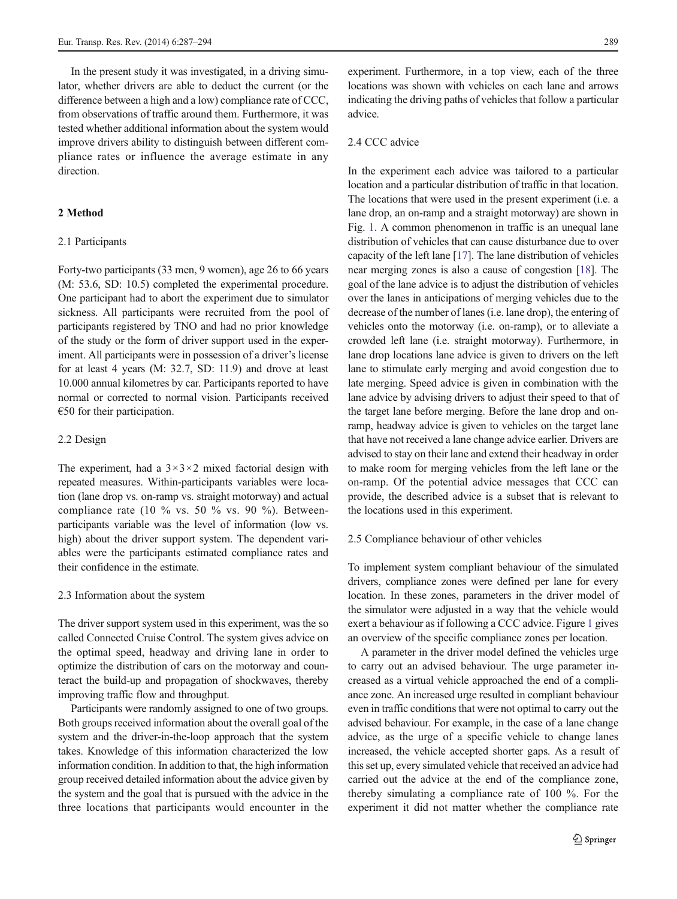In the present study it was investigated, in a driving simulator, whether drivers are able to deduct the current (or the difference between a high and a low) compliance rate of CCC, from observations of traffic around them. Furthermore, it was tested whether additional information about the system would improve drivers ability to distinguish between different compliance rates or influence the average estimate in any direction.

## 2 Method

### 2.1 Participants

Forty-two participants (33 men, 9 women), age 26 to 66 years (M: 53.6, SD: 10.5) completed the experimental procedure. One participant had to abort the experiment due to simulator sickness. All participants were recruited from the pool of participants registered by TNO and had no prior knowledge of the study or the form of driver support used in the experiment. All participants were in possession of a driver's license for at least 4 years (M: 32.7, SD: 11.9) and drove at least 10.000 annual kilometres by car. Participants reported to have normal or corrected to normal vision. Participants received €50 for their participation.

### 2.2 Design

The experiment, had a $3\times3\times2$ mixed factorial design with repeated measures. Within-participants variables were location (lane drop vs. on-ramp vs. straight motorway) and actual compliance rate (10 % vs. 50 % vs. 90 %). Between-participants variable was the level of information (low vs. high) about the driver support system. The dependent variables were the participants estimated compliance rates and their confidence in the estimate.

### 2.3 Information about the system

The driver support system used in this experiment, was the so called Connected Cruise Control. The system gives advice on the optimal speed, headway and driving lane in order to optimize the distribution of cars on the motorway and counteract the build-up and propagation of shockwaves, thereby improving traffic flow and throughput.

Participants were randomly assigned to one of two groups. Both groups received information about the overall goal of the system and the driver-in-the-loop approach that the system takes. Knowledge of this information characterized the low information condition. In addition to that, the high information group received detailed information about the advice given by the system and the goal that is pursued with the advice in the three locations that participants would encounter in the experiment. Furthermore, in a top view, each of the three locations was shown with vehicles on each lane and arrows indicating the driving paths of vehicles that follow a particular advice.

### 2.4 CCC advice

In the experiment each advice was tailored to a particular location and a particular distribution of traffic in that location. The locations that were used in the present experiment (i.e. a lane drop, an on-ramp and a straight motorway) are shown in Fig. 1. A common phenomenon in traffic is an unequal lane distribution of vehicles that can cause disturbance due to over capacity of the left lane [17]. The lane distribution of vehicles near merging zones is also a cause of congestion [18]. The goal of the lane advice is to adjust the distribution of vehicles over the lanes in anticipations of merging vehicles due to the decrease of the number of lanes (i.e. lane drop), the entering of vehicles onto the motorway (i.e. on-ramp), or to alleviate a crowded left lane (i.e. straight motorway). Furthermore, in lane drop locations lane advice is given to drivers on the left lane to stimulate early merging and avoid congestion due to late merging. Speed advice is given in combination with the lane advice by advising drivers to adjust their speed to that of the target lane before merging. Before the lane drop and on-ramp, headway advice is given to vehicles on the target lane that have not received a lane change advice earlier. Drivers are advised to stay on their lane and extend their headway in order to make room for merging vehicles from the left lane or the on-ramp. Of the potential advice messages that CCC can provide, the described advice is a subset that is relevant to the locations used in this experiment.

### 2.5 Compliance behaviour of other vehicles

To implement system compliant behaviour of the simulated drivers, compliance zones were defined per lane for every location. In these zones, parameters in the driver model of the simulator were adjusted in a way that the vehicle would exert a behaviour as if following a CCC advice. Figure 1 gives an overview of the specific compliance zones per location.

A parameter in the driver model defined the vehicles urge to carry out an advised behaviour. The urge parameter increased as a virtual vehicle approached the end of a compliance zone. An increased urge resulted in compliant behaviour even in traffic conditions that were not optimal to carry out the advised behaviour. For example, in the case of a lane change advice, as the urge of a specific vehicle to change lanes increased, the vehicle accepted shorter gaps. As a result of this set up, every simulated vehicle that received an advice had carried out the advice at the end of the compliance zone, thereby simulating a compliance rate of 100 %. For the experiment it did not matter whether the compliance rate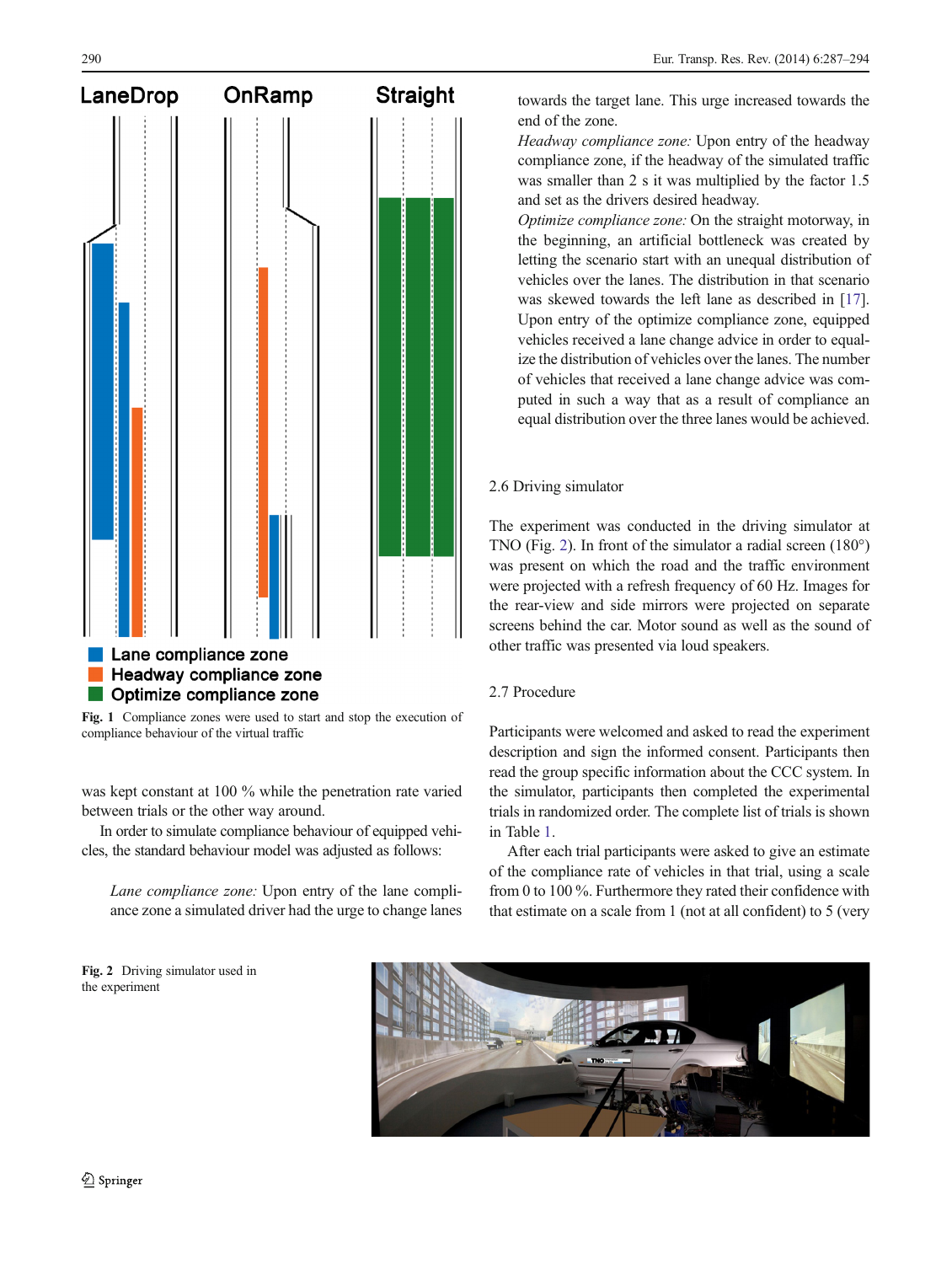LaneDrop OnRamp Straight

Lane compliance zone
Headway compliance zone
Optimize compliance zone

**Fig. 1** Compliance zones were used to start and stop the execution of compliance behaviour of the virtual traffic

was kept constant at 100 % while the penetration rate varied between trials or the other way around.

In order to simulate compliance behaviour of equipped vehicles, the standard behaviour model was adjusted as follows:

> *Lane compliance zone:* Upon entry of the lane compliance zone a simulated driver had the urge to change lanes towards the target lane. This urge increased towards the end of the zone.
>
> *Headway compliance zone:* Upon entry of the headway compliance zone, if the headway of the simulated traffic was smaller than 2 s it was multiplied by the factor 1.5 and set as the drivers desired headway.
>
> *Optimize compliance zone:* On the straight motorway, in the beginning, an artificial bottleneck was created by letting the scenario start with an unequal distribution of vehicles over the lanes. The distribution in that scenario was skewed towards the left lane as described in [17]. Upon entry of the optimize compliance zone, equipped vehicles received a lane change advice in order to equalize the distribution of vehicles over the lanes. The number of vehicles that received a lane change advice was computed in such a way that as a result of compliance an equal distribution over the three lanes would be achieved.

## 2.6 Driving simulator

The experiment was conducted in the driving simulator at TNO (Fig. 2). In front of the simulator a radial screen (180°) was present on which the road and the traffic environment were projected with a refresh frequency of 60 Hz. Images for the rear-view and side mirrors were projected on separate screens behind the car. Motor sound as well as the sound of other traffic was presented via loud speakers.

## 2.7 Procedure

Participants were welcomed and asked to read the experiment description and sign the informed consent. Participants then read the group specific information about the CCC system. In the simulator, participants then completed the experimental trials in randomized order. The complete list of trials is shown in Table 1.

After each trial participants were asked to give an estimate of the compliance rate of vehicles in that trial, using a scale from 0 to 100 %. Furthermore they rated their confidence with that estimate on a scale from 1 (not at all confident) to 5 (very

**Fig. 2** Driving simulator used in the experiment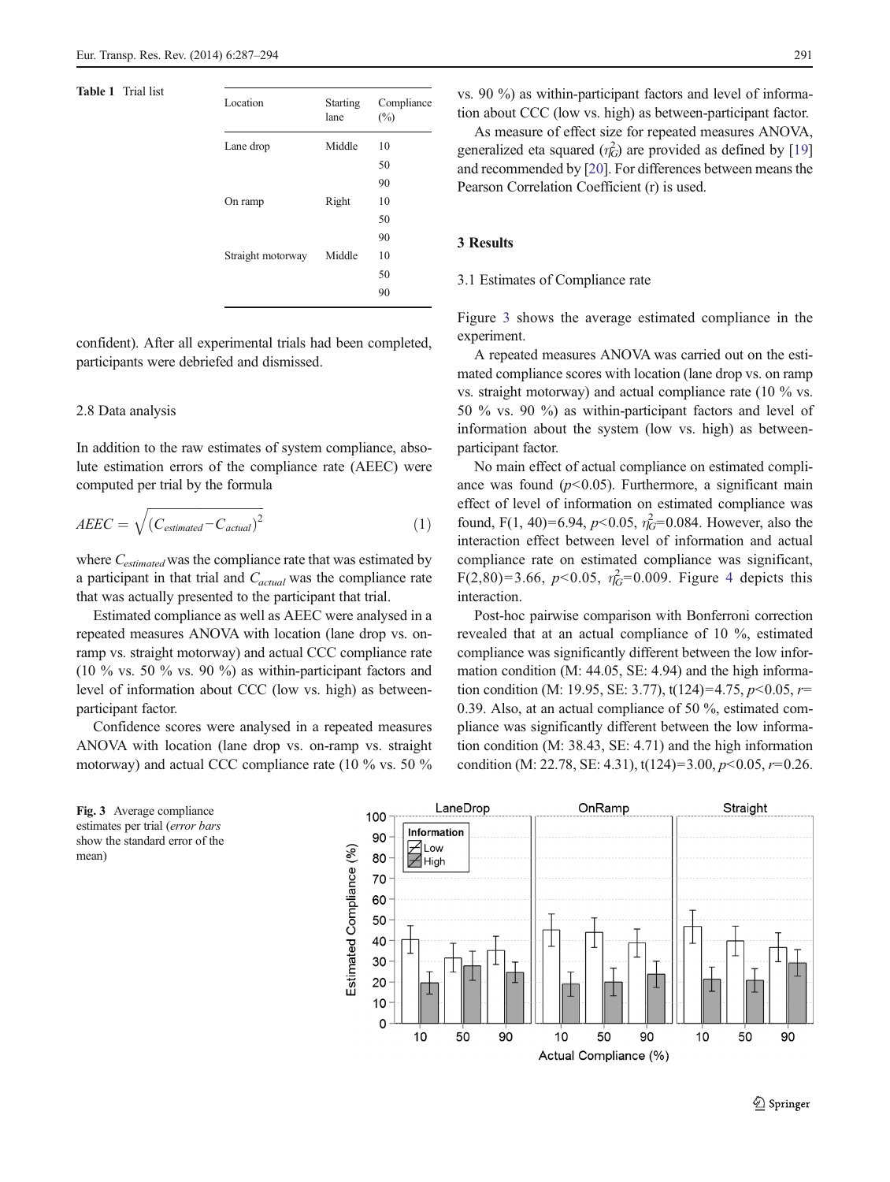**Table 1** Trial list

| Location | Starting lane | Compliance (%) |
|---|---|---|
| Lane drop | Middle | 10 |
| | | 50 |
| | | 90 |
| On ramp | Right | 10 |
| | | 50 |
| | | 90 |
| Straight motorway | Middle | 10 |
| | | 50 |
| | | 90 |

confident). After all experimental trials had been completed, participants were debriefed and dismissed.

### 2.8 Data analysis

In addition to the raw estimates of system compliance, absolute estimation errors of the compliance rate (AEEC) were computed per trial by the formula

$$AEEC = \sqrt{\left(C_{estimated} - C_{actual}\right)^2} \tag{1}$$

where $C_{estimated}$ was the compliance rate that was estimated by a participant in that trial and $C_{actual}$ was the compliance rate that was actually presented to the participant that trial.

Estimated compliance as well as AEEC were analysed in a repeated measures ANOVA with location (lane drop vs. on-ramp vs. straight motorway) and actual CCC compliance rate (10 % vs. 50 % vs. 90 %) as within-participant factors and level of information about CCC (low vs. high) as between-participant factor.

Confidence scores were analysed in a repeated measures ANOVA with location (lane drop vs. on-ramp vs. straight motorway) and actual CCC compliance rate (10 % vs. 50 % vs. 90 %) as within-participant factors and level of information about CCC (low vs. high) as between-participant factor.

As measure of effect size for repeated measures ANOVA, generalized eta squared ($\eta^2_G$) are provided as defined by [19] and recommended by [20]. For differences between means the Pearson Correlation Coefficient (r) is used.

## 3 Results

### 3.1 Estimates of Compliance rate

Figure 3 shows the average estimated compliance in the experiment.

A repeated measures ANOVA was carried out on the estimated compliance scores with location (lane drop vs. on ramp vs. straight motorway) and actual compliance rate (10 % vs. 50 % vs. 90 %) as within-participant factors and level of information about the system (low vs. high) as between-participant factor.

No main effect of actual compliance on estimated compliance was found ($p<0.05$). Furthermore, a significant main effect of level of information on estimated compliance was found, $F(1, 40)=6.94$, $p<0.05$, $\eta^2_G=0.084$. However, also the interaction effect between level of information and actual compliance rate on estimated compliance was significant, $F(2,80)=3.66$, $p<0.05$, $\eta^2_G=0.009$. Figure 4 depicts this interaction.

Post-hoc pairwise comparison with Bonferroni correction revealed that at an actual compliance of 10 %, estimated compliance was significantly different between the low information condition (M: 44.05, SE: 4.94) and the high information condition (M: 19.95, SE: 3.77), $t(124)=4.75$, $p<0.05$, $r=0.39$. Also, at an actual compliance of 50 %, estimated compliance was significantly different between the low information condition (M: 38.43, SE: 4.71) and the high information condition (M: 22.78, SE: 4.31), $t(124)=3.00$, $p<0.05$, $r=0.26$.

**Fig. 3** Average compliance estimates per trial (*error bars* show the standard error of the mean)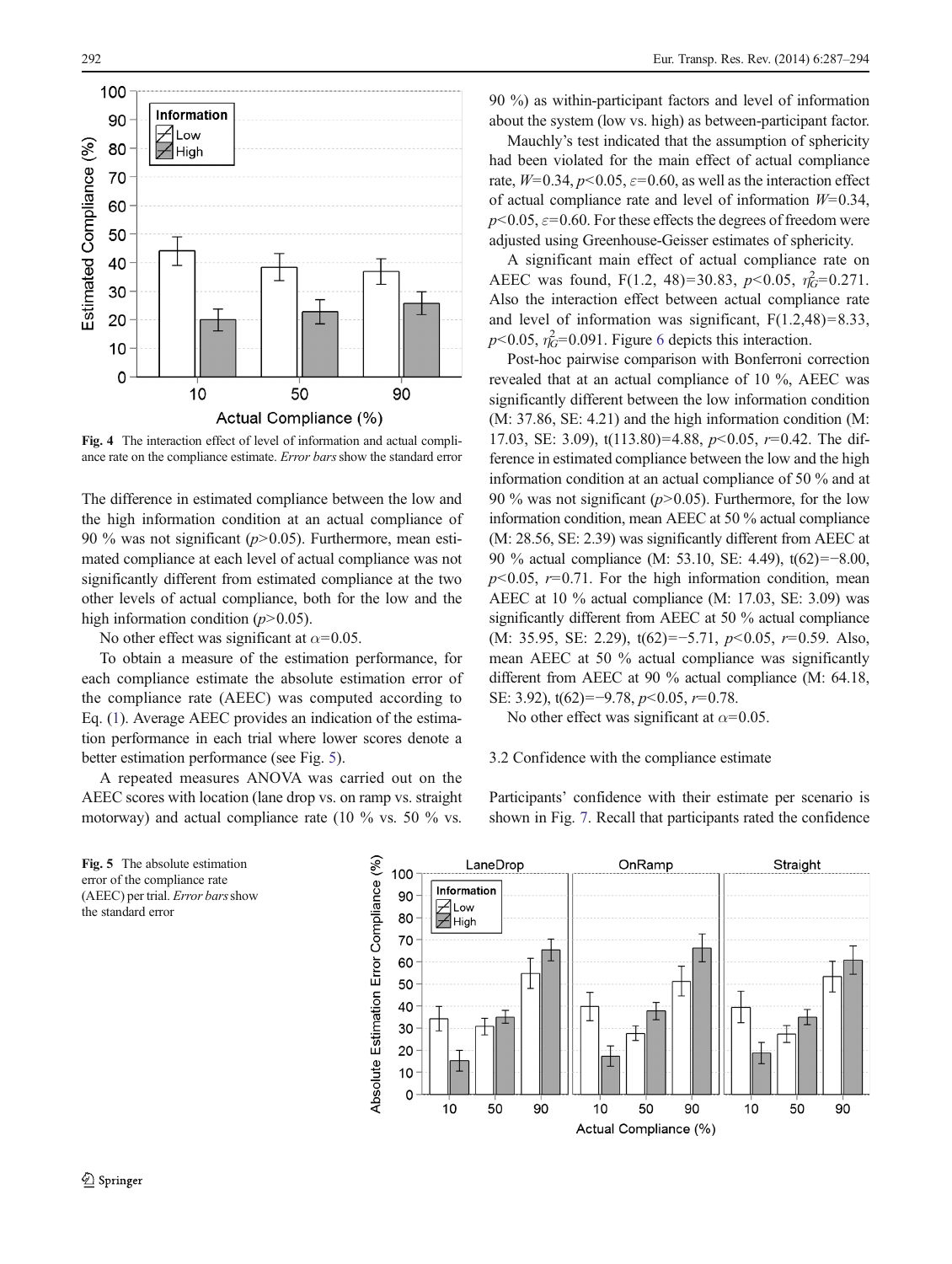Fig. 4 The interaction effect of level of information and actual compliance rate on the compliance estimate. *Error bars* show the standard error

The difference in estimated compliance between the low and the high information condition at an actual compliance of 90 % was not significant ($p>0.05$). Furthermore, mean estimated compliance at each level of actual compliance was not significantly different from estimated compliance at the two other levels of actual compliance, both for the low and the high information condition ($p>0.05$).

No other effect was significant at $\alpha=0.05$.

To obtain a measure of the estimation performance, for each compliance estimate the absolute estimation error of the compliance rate (AEEC) was computed according to Eq. (1). Average AEEC provides an indication of the estimation performance in each trial where lower scores denote a better estimation performance (see Fig. 5).

A repeated measures ANOVA was carried out on the AEEC scores with location (lane drop vs. on ramp vs. straight motorway) and actual compliance rate (10 % vs. 50 % vs. 90 %) as within-participant factors and level of information about the system (low vs. high) as between-participant factor.

Mauchly's test indicated that the assumption of sphericity had been violated for the main effect of actual compliance rate, $W=0.34$, $p<0.05$, $\varepsilon=0.60$, as well as the interaction effect of actual compliance rate and level of information $W=0.34$, $p<0.05$, $\varepsilon=0.60$. For these effects the degrees of freedom were adjusted using Greenhouse-Geisser estimates of sphericity.

A significant main effect of actual compliance rate on AEEC was found, $F(1.2, 48)=30.83$, $p<0.05$, $\eta^2_G=0.271$. Also the interaction effect between actual compliance rate and level of information was significant, $F(1.2,48)=8.33$, $p<0.05$, $\eta^2_G=0.091$. Figure 6 depicts this interaction.

Post-hoc pairwise comparison with Bonferroni correction revealed that at an actual compliance of 10 %, AEEC was significantly different between the low information condition (M: 37.86, SE: 4.21) and the high information condition (M: 17.03, SE: 3.09), $t(113.80)=4.88$, $p<0.05$, $r=0.42$. The difference in estimated compliance between the low and the high information condition at an actual compliance of 50 % and at 90 % was not significant ($p>0.05$). Furthermore, for the low information condition, mean AEEC at 50 % actual compliance (M: 28.56, SE: 2.39) was significantly different from AEEC at 90 % actual compliance (M: 53.10, SE: 4.49), $t(62)=-8.00$, $p<0.05$, $r=0.71$. For the high information condition, mean AEEC at 10 % actual compliance (M: 17.03, SE: 3.09) was significantly different from AEEC at 50 % actual compliance (M: 35.95, SE: 2.29), $t(62)=-5.71$, $p<0.05$, $r=0.59$. Also, mean AEEC at 50 % actual compliance was significantly different from AEEC at 90 % actual compliance (M: 64.18, SE: 3.92), $t(62)=-9.78$, $p<0.05$, $r=0.78$.

No other effect was significant at $\alpha=0.05$.

### 3.2 Confidence with the compliance estimate

Participants' confidence with their estimate per scenario is shown in Fig. 7. Recall that participants rated the confidence

Fig. 5 The absolute estimation error of the compliance rate (AEEC) per trial. *Error bars* show the standard error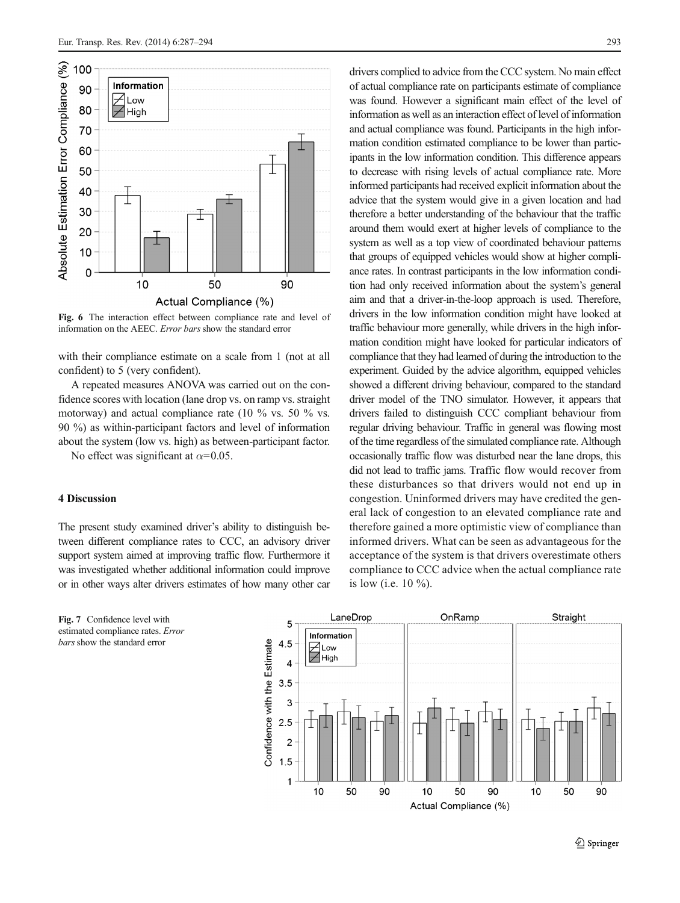Fig. 6 The interaction effect between compliance rate and level of information on the AEEC. *Error bars* show the standard error

with their compliance estimate on a scale from 1 (not at all confident) to 5 (very confident).

A repeated measures ANOVA was carried out on the confidence scores with location (lane drop vs. on ramp vs. straight motorway) and actual compliance rate (10 % vs. 50 % vs. 90 %) as within-participant factors and level of information about the system (low vs. high) as between-participant factor.

No effect was significant at $\alpha$=0.05.

## 4 Discussion

The present study examined driver's ability to distinguish between different compliance rates to CCC, an advisory driver support system aimed at improving traffic flow. Furthermore it was investigated whether additional information could improve or in other ways alter drivers estimates of how many other car drivers complied to advice from the CCC system. No main effect of actual compliance rate on participants estimate of compliance was found. However a significant main effect of the level of information as well as an interaction effect of level of information and actual compliance was found. Participants in the high information condition estimated compliance to be lower than participants in the low information condition. This difference appears to decrease with rising levels of actual compliance rate. More informed participants had received explicit information about the advice that the system would give in a given location and had therefore a better understanding of the behaviour that the traffic around them would exert at higher levels of compliance to the system as well as a top view of coordinated behaviour patterns that groups of equipped vehicles would show at higher compliance rates. In contrast participants in the low information condition had only received information about the system's general aim and that a driver-in-the-loop approach is used. Therefore, drivers in the low information condition might have looked at traffic behaviour more generally, while drivers in the high information condition might have looked for particular indicators of compliance that they had learned of during the introduction to the experiment. Guided by the advice algorithm, equipped vehicles showed a different driving behaviour, compared to the standard driver model of the TNO simulator. However, it appears that drivers failed to distinguish CCC compliant behaviour from regular driving behaviour. Traffic in general was flowing most of the time regardless of the simulated compliance rate. Although occasionally traffic flow was disturbed near the lane drops, this did not lead to traffic jams. Traffic flow would recover from these disturbances so that drivers would not end up in congestion. Uninformed drivers may have credited the general lack of congestion to an elevated compliance rate and therefore gained a more optimistic view of compliance than informed drivers. What can be seen as advantageous for the acceptance of the system is that drivers overestimate others compliance to CCC advice when the actual compliance rate is low (i.e. 10 %).

Fig. 7 Confidence level with estimated compliance rates. *Error bars* show the standard error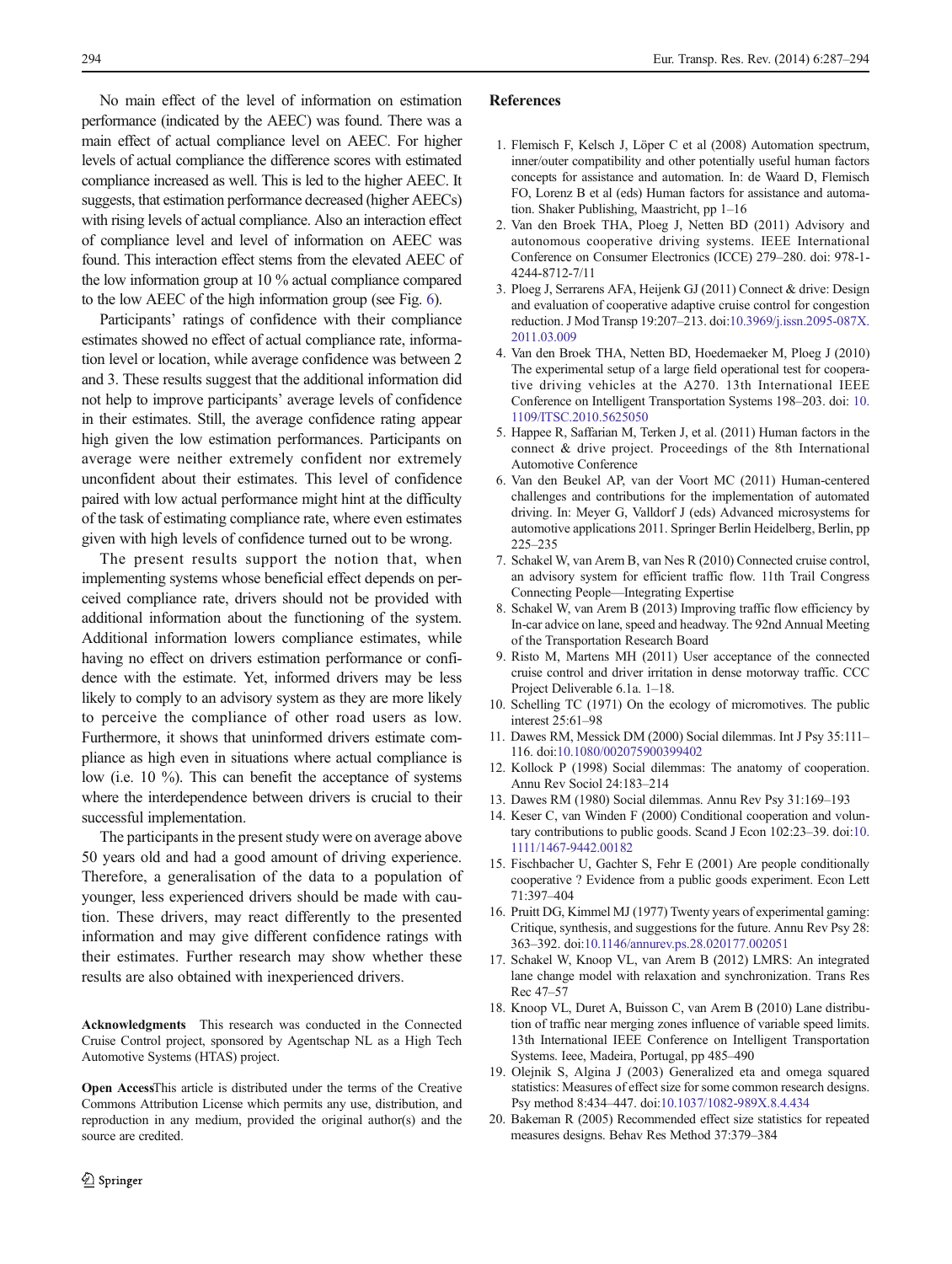No main effect of the level of information on estimation performance (indicated by the AEEC) was found. There was a main effect of actual compliance level on AEEC. For higher levels of actual compliance the difference scores with estimated compliance increased as well. This is led to the higher AEEC. It suggests, that estimation performance decreased (higher AEECs) with rising levels of actual compliance. Also an interaction effect of compliance level and level of information on AEEC was found. This interaction effect stems from the elevated AEEC of the low information group at 10 % actual compliance compared to the low AEEC of the high information group (see Fig. 6).

Participants' ratings of confidence with their compliance estimates showed no effect of actual compliance rate, information level or location, while average confidence was between 2 and 3. These results suggest that the additional information did not help to improve participants' average levels of confidence in their estimates. Still, the average confidence rating appear high given the low estimation performances. Participants on average were neither extremely confident nor extremely unconfident about their estimates. This level of confidence paired with low actual performance might hint at the difficulty of the task of estimating compliance rate, where even estimates given with high levels of confidence turned out to be wrong.

The present results support the notion that, when implementing systems whose beneficial effect depends on perceived compliance rate, drivers should not be provided with additional information about the functioning of the system. Additional information lowers compliance estimates, while having no effect on drivers estimation performance or confidence with the estimate. Yet, informed drivers may be less likely to comply to an advisory system as they are more likely to perceive the compliance of other road users as low. Furthermore, it shows that uninformed drivers estimate compliance as high even in situations where actual compliance is low (i.e. 10 %). This can benefit the acceptance of systems where the interdependence between drivers is crucial to their successful implementation.

The participants in the present study were on average above 50 years old and had a good amount of driving experience. Therefore, a generalisation of the data to a population of younger, less experienced drivers should be made with caution. These drivers, may react differently to the presented information and may give different confidence ratings with their estimates. Further research may show whether these results are also obtained with inexperienced drivers.

**Acknowledgments** This research was conducted in the Connected Cruise Control project, sponsored by Agentschap NL as a High Tech Automotive Systems (HTAS) project.

**Open Access**This article is distributed under the terms of the Creative Commons Attribution License which permits any use, distribution, and reproduction in any medium, provided the original author(s) and the source are credited.

## References

1. Flemisch F, Kelsch J, Löper C et al (2008) Automation spectrum, inner/outer compatibility and other potentially useful human factors concepts for assistance and automation. In: de Waard D, Flemisch FO, Lorenz B et al (eds) Human factors for assistance and automation. Shaker Publishing, Maastricht, pp 1–16
2. Van den Broek THA, Ploeg J, Netten BD (2011) Advisory and autonomous cooperative driving systems. IEEE International Conference on Consumer Electronics (ICCE) 279–280. doi: 978-1-4244-8712-7/11
3. Ploeg J, Serrarens AFA, Heijenk GJ (2011) Connect & drive: Design and evaluation of cooperative adaptive cruise control for congestion reduction. J Mod Transp 19:207–213. doi:10.3969/j.issn.2095-087X.2011.03.009
4. Van den Broek THA, Netten BD, Hoedemaeker M, Ploeg J (2010) The experimental setup of a large field operational test for cooperative driving vehicles at the A270. 13th International IEEE Conference on Intelligent Transportation Systems 198–203. doi: 10.1109/ITSC.2010.5625050
5. Happee R, Saffarian M, Terken J, et al. (2011) Human factors in the connect & drive project. Proceedings of the 8th International Automotive Conference
6. Van den Beukel AP, van der Voort MC (2011) Human-centered challenges and contributions for the implementation of automated driving. In: Meyer G, Valldorf J (eds) Advanced microsystems for automotive applications 2011. Springer Berlin Heidelberg, Berlin, pp 225–235
7. Schakel W, van Arem B, van Nes R (2010) Connected cruise control, an advisory system for efficient traffic flow. 11th Trail Congress Connecting People—Integrating Expertise
8. Schakel W, van Arem B (2013) Improving traffic flow efficiency by In-car advice on lane, speed and headway. The 92nd Annual Meeting of the Transportation Research Board
9. Risto M, Martens MH (2011) User acceptance of the connected cruise control and driver irritation in dense motorway traffic. CCC Project Deliverable 6.1a. 1–18.
10. Schelling TC (1971) On the ecology of micromotives. The public interest 25:61–98
11. Dawes RM, Messick DM (2000) Social dilemmas. Int J Psy 35:111–116. doi:10.1080/002075900399402
12. Kollock P (1998) Social dilemmas: The anatomy of cooperation. Annu Rev Sociol 24:183–214
13. Dawes RM (1980) Social dilemmas. Annu Rev Psy 31:169–193
14. Keser C, van Winden F (2000) Conditional cooperation and voluntary contributions to public goods. Scand J Econ 102:23–39. doi:10.1111/1467-9442.00182
15. Fischbacher U, Gachter S, Fehr E (2001) Are people conditionally cooperative ? Evidence from a public goods experiment. Econ Lett 71:397–404
16. Pruitt DG, Kimmel MJ (1977) Twenty years of experimental gaming: Critique, synthesis, and suggestions for the future. Annu Rev Psy 28:363–392. doi:10.1146/annurev.ps.28.020177.002051
17. Schakel W, Knoop VL, van Arem B (2012) LMRS: An integrated lane change model with relaxation and synchronization. Trans Res Rec 47–57
18. Knoop VL, Duret A, Buisson C, van Arem B (2010) Lane distribution of traffic near merging zones influence of variable speed limits. 13th International IEEE Conference on Intelligent Transportation Systems. Ieee, Madeira, Portugal, pp 485–490
19. Olejnik S, Algina J (2003) Generalized eta and omega squared statistics: Measures of effect size for some common research designs. Psy method 8:434–447. doi:10.1037/1082-989X.8.4.434
20. Bakeman R (2005) Recommended effect size statistics for repeated measures designs. Behav Res Method 37:379–384